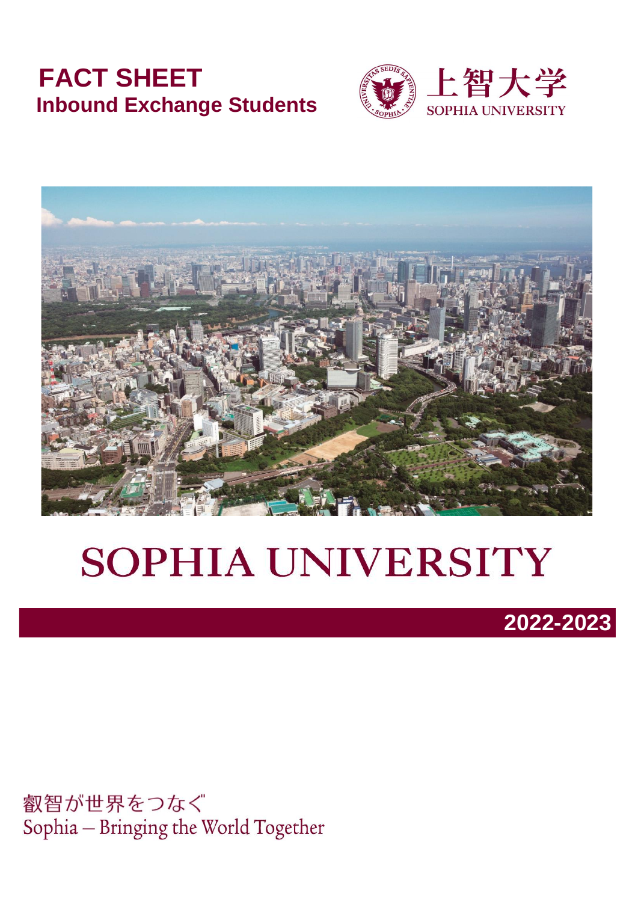# FACT SHEET

## Inbound Exchange Students

上智大学
SOPHIA UNIVERSITY

# SOPHIA UNIVERSITY

**2022-2023**

叡智が世界をつなぐ
Sophia – Bringing the World Together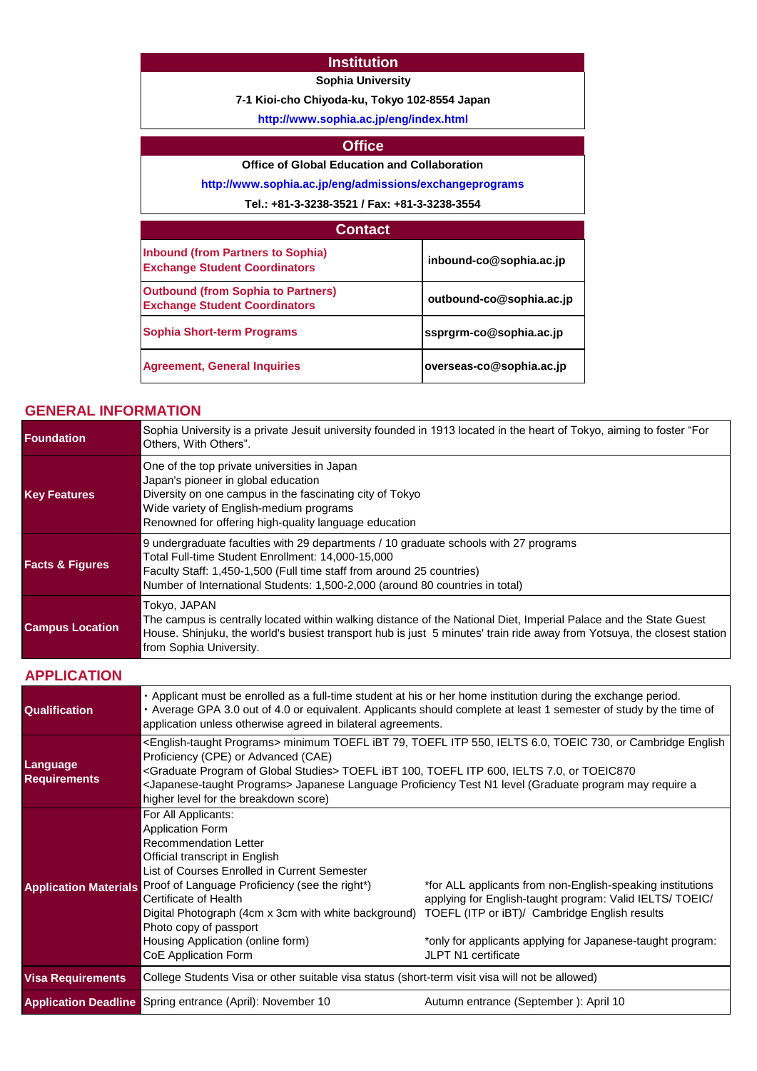| Institution |
|---|
| **Sophia University** |
| **7-1 Kioi-cho Chiyoda-ku, Tokyo 102-8554 Japan** |
| **http://www.sophia.ac.jp/eng/index.html** |

| Office |
|---|
| **Office of Global Education and Collaboration** |
| **http://www.sophia.ac.jp/eng/admissions/exchangeprograms** |
| **Tel.: +81-3-3238-3521 / Fax: +81-3-3238-3554** |

| Contact | |
|---|---|
| **Inbound (from Partners to Sophia) Exchange Student Coordinators** | **inbound-co@sophia.ac.jp** |
| **Outbound (from Sophia to Partners) Exchange Student Coordinators** | **outbound-co@sophia.ac.jp** |
| **Sophia Short-term Programs** | **ssprgrm-co@sophia.ac.jp** |
| **Agreement, General Inquiries** | **overseas-co@sophia.ac.jp** |

## GENERAL INFORMATION

| | |
|---|---|
| **Foundation** | Sophia University is a private Jesuit university founded in 1913 located in the heart of Tokyo, aiming to foster “For Others, With Others”. |
| **Key Features** | One of the top private universities in Japan<br>Japan's pioneer in global education<br>Diversity on one campus in the fascinating city of Tokyo<br>Wide variety of English-medium programs<br>Renowned for offering high-quality language education |
| **Facts & Figures** | 9 undergraduate faculties with 29 departments / 10 graduate schools with 27 programs<br>Total Full-time Student Enrollment: 14,000-15,000<br>Faculty Staff: 1,450-1,500 (Full time staff from around 25 countries)<br>Number of International Students: 1,500-2,000 (around 80 countries in total) |
| **Campus Location** | Tokyo, JAPAN<br>The campus is centrally located within walking distance of the National Diet, Imperial Palace and the State Guest House. Shinjuku, the world's busiest transport hub is just 5 minutes' train ride away from Yotsuya, the closest station from Sophia University. |

## APPLICATION

| | | |
|---|---|---|
| **Qualification** | ・Applicant must be enrolled as a full-time student at his or her home institution during the exchange period.<br>・Average GPA 3.0 out of 4.0 or equivalent. Applicants should complete at least 1 semester of study by the time of application unless otherwise agreed in bilateral agreements. | |
| **Language Requirements** | <English-taught Programs> minimum TOEFL iBT 79, TOEFL ITP 550, IELTS 6.0, TOEIC 730, or Cambridge English Proficiency (CPE) or Advanced (CAE)<br><Graduate Program of Global Studies> TOEFL iBT 100, TOEFL ITP 600, IELTS 7.0, or TOEIC870<br><Japanese-taught Programs> Japanese Language Proficiency Test N1 level (Graduate program may require a higher level for the breakdown score) | |
| **Application Materials** | For All Applicants:<br>Application Form<br>Recommendation Letter<br>Official transcript in English<br>List of Courses Enrolled in Current Semester<br>Proof of Language Proficiency (see the right*)<br>Certificate of Health<br>Digital Photograph (4cm x 3cm with white background)<br>Photo copy of passport<br>Housing Application (online form)<br>CoE Application Form | *for ALL applicants from non-English-speaking institutions applying for English-taught program: Valid IELTS/ TOEIC/ TOEFL (ITP or iBT)/ Cambridge English results<br><br>*only for applicants applying for Japanese-taught program: JLPT N1 certificate |
| **Visa Requirements** | College Students Visa or other suitable visa status (short-term visit visa will not be allowed) | |
| **Application Deadline** | Spring entrance (April): November 10 | Autumn entrance (September ): April 10 |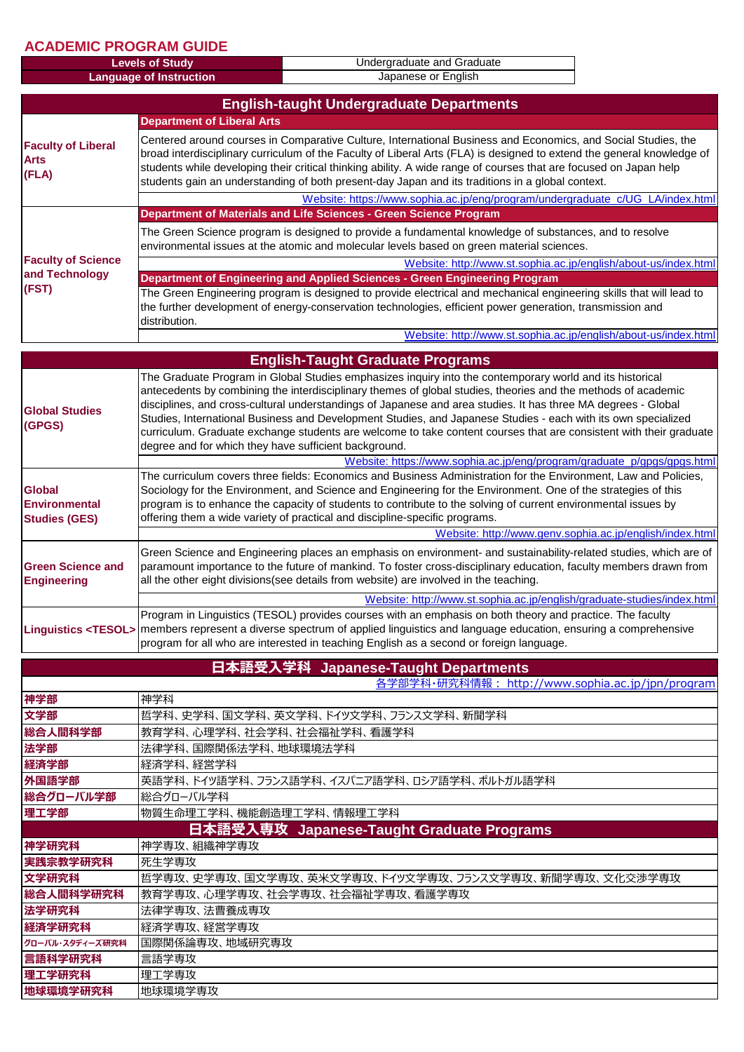## ACADEMIC PROGRAM GUIDE

| Levels of Study | Undergraduate and Graduate |
|---|---|
| Language of Instruction | Japanese or English |

## English-taught Undergraduate Departments

| Faculty | Department / Program |
|---|---|
| **Faculty of Liberal Arts (FLA)** | **Department of Liberal Arts**<br>Centered around courses in Comparative Culture, International Business and Economics, and Social Studies, the broad interdisciplinary curriculum of the Faculty of Liberal Arts (FLA) is designed to extend the general knowledge of students while developing their critical thinking ability. A wide range of courses that are focused on Japan help students gain an understanding of both present-day Japan and its traditions in a global context.<br>Website: https://www.sophia.ac.jp/eng/program/undergraduate_c/UG_LA/index.html |
| **Faculty of Science and Technology (FST)** | **Department of Materials and Life Sciences - Green Science Program**<br>The Green Science program is designed to provide a fundamental knowledge of substances, and to resolve environmental issues at the atomic and molecular levels based on green material sciences.<br>Website: http://www.st.sophia.ac.jp/english/about-us/index.html |
| | **Department of Engineering and Applied Sciences - Green Engineering Program**<br>The Green Engineering program is designed to provide electrical and mechanical engineering skills that will lead to the further development of energy-conservation technologies, efficient power generation, transmission and distribution.<br>Website: http://www.st.sophia.ac.jp/english/about-us/index.html |

## English-Taught Graduate Programs

| Program | Description |
|---|---|
| **Global Studies (GPGS)** | The Graduate Program in Global Studies emphasizes inquiry into the contemporary world and its historical antecedents by combining the interdisciplinary themes of global studies, theories and the methods of academic disciplines, and cross-cultural understandings of Japanese and area studies. It has three MA degrees - Global Studies, International Business and Development Studies, and Japanese Studies - each with its own specialized curriculum. Graduate exchange students are welcome to take content courses that are consistent with their graduate degree and for which they have sufficient background.<br>Website: https://www.sophia.ac.jp/eng/program/graduate_p/gpgs/gpgs.html |
| **Global Environmental Studies (GES)** | The curriculum covers three fields: Economics and Business Administration for the Environment, Law and Policies, Sociology for the Environment, and Science and Engineering for the Environment. One of the strategies of this program is to enhance the capacity of students to contribute to the solving of current environmental issues by offering them a wide variety of practical and discipline-specific programs.<br>Website: http://www.genv.sophia.ac.jp/english/index.html |
| **Green Science and Engineering** | Green Science and Engineering places an emphasis on environment- and sustainability-related studies, which are of paramount importance to the future of mankind. To foster cross-disciplinary education, faculty members drawn from all the other eight divisions(see details from website) are involved in the teaching.<br>Website: http://www.st.sophia.ac.jp/english/graduate-studies/index.html |
| **Linguistics <TESOL>** | Program in Linguistics (TESOL) provides courses with an emphasis on both theory and practice. The faculty members represent a diverse spectrum of applied linguistics and language education, ensuring a comprehensive program for all who are interested in teaching English as a second or foreign language. |

## 日本語受入学科 Japanese-Taught Departments

各学部学科・研究科情報： http://www.sophia.ac.jp/jpn/program

| 学部 | 学科 |
|---|---|
| **神学部** | 神学科 |
| **文学部** | 哲学科、史学科、国文学科、英文学科、ドイツ文学科、フランス文学科、新聞学科 |
| **総合人間科学部** | 教育学科、心理学科、社会学科、社会福祉学科、看護学科 |
| **法学部** | 法律学科、国際関係法学科、地球環境法学科 |
| **経済学部** | 経済学科、経営学科 |
| **外国語学部** | 英語学科、ドイツ語学科、フランス語学科、イスパニア語学科、ロシア語学科、ポルトガル語学科 |
| **総合グローバル学部** | 総合グローバル学科 |
| **理工学部** | 物質生命理工学科、機能創造理工学科、情報理工学科 |

## 日本語受入専攻 Japanese-Taught Graduate Programs

| 研究科 | 専攻 |
|---|---|
| **神学研究科** | 神学専攻、組織神学専攻 |
| **実践宗教学研究科** | 死生学専攻 |
| **文学研究科** | 哲学専攻、史学専攻、国文学専攻、英米文学専攻、ドイツ文学専攻、フランス文学専攻、新聞学専攻、文化交渉学専攻 |
| **総合人間科学研究科** | 教育学専攻、心理学専攻、社会学専攻、社会福祉学専攻、看護学専攻 |
| **法学研究科** | 法律学専攻、法曹養成専攻 |
| **経済学研究科** | 経済学専攻、経営学専攻 |
| **グローバル・スタディーズ研究科** | 国際関係論専攻、地域研究専攻 |
| **言語科学研究科** | 言語学専攻 |
| **理工学研究科** | 理工学専攻 |
| **地球環境学研究科** | 地球環境学専攻 |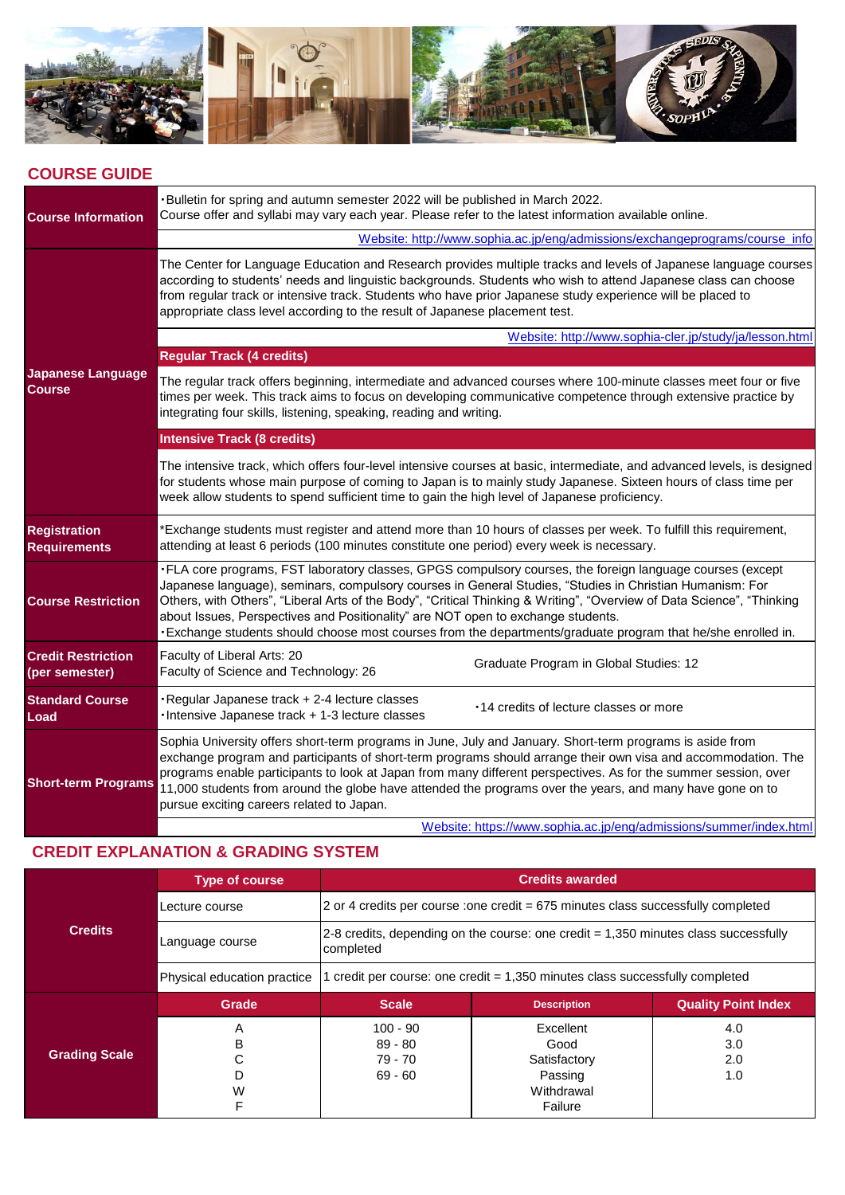## COURSE GUIDE

| | |
|---|---|
| **Course Information** | ・Bulletin for spring and autumn semester 2022 will be published in March 2022.<br>Course offer and syllabi may vary each year. Please refer to the latest information available online.<br>Website: http://www.sophia.ac.jp/eng/admissions/exchangeprograms/course_info |
| **Japanese Language Course** | The Center for Language Education and Research provides multiple tracks and levels of Japanese language courses according to students' needs and linguistic backgrounds. Students who wish to attend Japanese class can choose from regular track or intensive track. Students who have prior Japanese study experience will be placed to appropriate class level according to the result of Japanese placement test.<br>Website: http://www.sophia-cler.jp/study/ja/lesson.html<br>**Regular Track (4 credits)**<br>The regular track offers beginning, intermediate and advanced courses where 100-minute classes meet four or five times per week. This track aims to focus on developing communicative competence through extensive practice by integrating four skills, listening, speaking, reading and writing.<br>**Intensive Track (8 credits)**<br>The intensive track, which offers four-level intensive courses at basic, intermediate, and advanced levels, is designed for students whose main purpose of coming to Japan is to mainly study Japanese. Sixteen hours of class time per week allow students to spend sufficient time to gain the high level of Japanese proficiency. |
| **Registration Requirements** | *Exchange students must register and attend more than 10 hours of classes per week. To fulfill this requirement, attending at least 6 periods (100 minutes constitute one period) every week is necessary. |
| **Course Restriction** | ・FLA core programs, FST laboratory classes, GPGS compulsory courses, the foreign language courses (except Japanese language), seminars, compulsory courses in General Studies, "Studies in Christian Humanism: For Others, with Others", "Liberal Arts of the Body", "Critical Thinking & Writing", "Overview of Data Science", "Thinking about Issues, Perspectives and Positionality" are NOT open to exchange students.<br>・Exchange students should choose most courses from the departments/graduate program that he/she enrolled in. |
| **Credit Restriction (per semester)** | Faculty of Liberal Arts: 20<br>Faculty of Science and Technology: 26<br>Graduate Program in Global Studies: 12 |
| **Standard Course Load** | ・Regular Japanese track + 2-4 lecture classes<br>・Intensive Japanese track + 1-3 lecture classes<br>・14 credits of lecture classes or more |
| **Short-term Programs** | Sophia University offers short-term programs in June, July and January. Short-term programs is aside from exchange program and participants of short-term programs should arrange their own visa and accommodation. The programs enable participants to look at Japan from many different perspectives. As for the summer session, over 11,000 students from around the globe have attended the programs over the years, and many have gone on to pursue exciting careers related to Japan.<br>Website: https://www.sophia.ac.jp/eng/admissions/summer/index.html |

## CREDIT EXPLANATION & GRADING SYSTEM

| | Type of course | Credits awarded |
|---|---|---|
| **Credits** | Lecture course | 2 or 4 credits per course :one credit = 675 minutes class successfully completed |
| | Language course | 2-8 credits, depending on the course: one credit = 1,350 minutes class successfully completed |
| | Physical education practice | 1 credit per course: one credit = 1,350 minutes class successfully completed |

| | Grade | Scale | Description | Quality Point Index |
|---|---|---|---|---|
| **Grading Scale** | A | 100 - 90 | Excellent | 4.0 |
| | B | 89 - 80 | Good | 3.0 |
| | C | 79 - 70 | Satisfactory | 2.0 |
| | D | 69 - 60 | Passing | 1.0 |
| | W | | Withdrawal | |
| | F | | Failure | |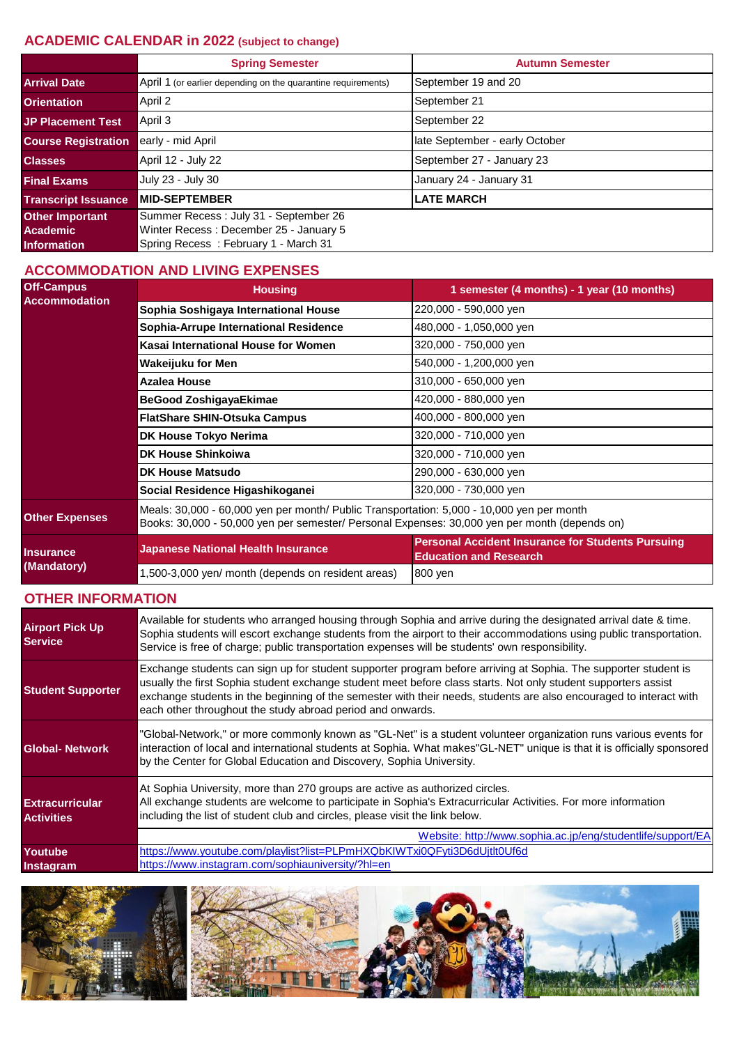## ACADEMIC CALENDAR in 2022 (subject to change)

| | Spring Semester | Autumn Semester |
|---|---|---|
| **Arrival Date** | April 1 (or earlier depending on the quarantine requirements) | September 19 and 20 |
| **Orientation** | April 2 | September 21 |
| **JP Placement Test** | April 3 | September 22 |
| **Course Registration** | early - mid April | late September - early October |
| **Classes** | April 12 - July 22 | September 27 - January 23 |
| **Final Exams** | July 23 - July 30 | January 24 - January 31 |
| **Transcript Issuance** | **MID-SEPTEMBER** | **LATE MARCH** |
| **Other Important Academic Information** | Summer Recess : July 31 - September 26<br>Winter Recess : December 25 - January 5<br>Spring Recess : February 1 - March 31 | |

## ACCOMMODATION AND LIVING EXPENSES

| | Housing | 1 semester (4 months) - 1 year (10 months) |
|---|---|---|
| **Off-Campus Accommodation** | **Sophia Soshigaya International House** | 220,000 - 590,000 yen |
| | **Sophia-Arrupe International Residence** | 480,000 - 1,050,000 yen |
| | **Kasai International House for Women** | 320,000 - 750,000 yen |
| | **Wakeijuku for Men** | 540,000 - 1,200,000 yen |
| | **Azalea House** | 310,000 - 650,000 yen |
| | **BeGood ZoshigayaEkimae** | 420,000 - 880,000 yen |
| | **FlatShare SHIN-Otsuka Campus** | 400,000 - 800,000 yen |
| | **DK House Tokyo Nerima** | 320,000 - 710,000 yen |
| | **DK House Shinkoiwa** | 320,000 - 710,000 yen |
| | **DK House Matsudo** | 290,000 - 630,000 yen |
| | **Social Residence Higashikoganei** | 320,000 - 730,000 yen |
| **Other Expenses** | Meals: 30,000 - 60,000 yen per month/ Public Transportation: 5,000 - 10,000 yen per month<br>Books: 30,000 - 50,000 yen per semester/ Personal Expenses: 30,000 yen per month (depends on) | |
| **Insurance (Mandatory)** | **Japanese National Health Insurance** | **Personal Accident Insurance for Students Pursuing Education and Research** |
| | 1,500-3,000 yen/ month (depends on resident areas) | 800 yen |

## OTHER INFORMATION

| | |
|---|---|
| **Airport Pick Up Service** | Available for students who arranged housing through Sophia and arrive during the designated arrival date & time. Sophia students will escort exchange students from the airport to their accommodations using public transportation. Service is free of charge; public transportation expenses will be students' own responsibility. |
| **Student Supporter** | Exchange students can sign up for student supporter program before arriving at Sophia. The supporter student is usually the first Sophia student exchange student meet before class starts. Not only student supporters assist exchange students in the beginning of the semester with their needs, students are also encouraged to interact with each other throughout the study abroad period and onwards. |
| **Global- Network** | "Global-Network," or more commonly known as "GL-Net" is a student volunteer organization runs various events for interaction of local and international students at Sophia. What makes"GL-NET" unique is that it is officially sponsored by the Center for Global Education and Discovery, Sophia University. |
| **Extracurricular Activities** | At Sophia University, more than 270 groups are active as authorized circles.<br>All exchange students are welcome to participate in Sophia's Extracurricular Activities. For more information including the list of student club and circles, please visit the link below.<br>Website: http://www.sophia.ac.jp/eng/studentlife/support/EA |
| **Youtube** | https://www.youtube.com/playlist?list=PLPmHXQbKIWTxi0QFyti3D6dUjtlt0Uf6d |
| **Instagram** | https://www.instagram.com/sophiauniversity/?hl=en |